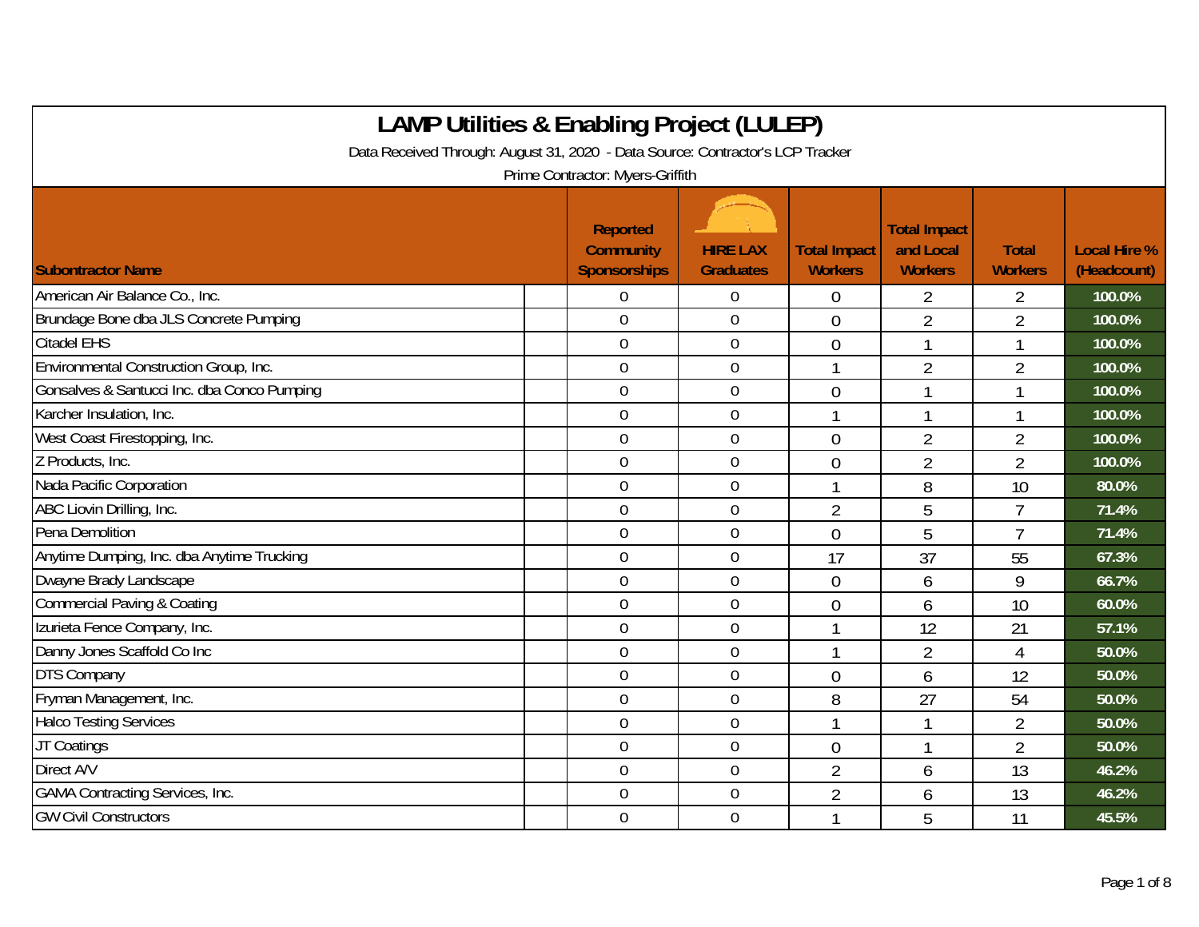# LAMP Utilities & Enabling Project (LULEP)

Data Received Through: August 31, 2020 - Data Source: Contractor's LCP Tracker

Prime Contractor: Myers-Griffith

| Subontractor Name | Reported Community Sponsorships | HIRE LAX Graduates | Total Impact Workers | Total Impact and Local Workers | Total Workers | Local Hire % (Headcount) |
|---|---|---|---|---|---|---|
| American Air Balance Co., Inc. | 0 | 0 | 0 | 2 | 2 | 100.0% |
| Brundage Bone dba JLS Concrete Pumping | 0 | 0 | 0 | 2 | 2 | 100.0% |
| Citadel EHS | 0 | 0 | 0 | 1 | 1 | 100.0% |
| Environmental Construction Group, Inc. | 0 | 0 | 1 | 2 | 2 | 100.0% |
| Gonsalves & Santucci Inc. dba Conco Pumping | 0 | 0 | 0 | 1 | 1 | 100.0% |
| Karcher Insulation, Inc. | 0 | 0 | 1 | 1 | 1 | 100.0% |
| West Coast Firestopping, Inc. | 0 | 0 | 0 | 2 | 2 | 100.0% |
| Z Products, Inc. | 0 | 0 | 0 | 2 | 2 | 100.0% |
| Nada Pacific Corporation | 0 | 0 | 1 | 8 | 10 | 80.0% |
| ABC Liovin Drilling, Inc. | 0 | 0 | 2 | 5 | 7 | 71.4% |
| Pena Demolition | 0 | 0 | 0 | 5 | 7 | 71.4% |
| Anytime Dumping, Inc. dba Anytime Trucking | 0 | 0 | 17 | 37 | 55 | 67.3% |
| Dwayne Brady Landscape | 0 | 0 | 0 | 6 | 9 | 66.7% |
| Commercial Paving & Coating | 0 | 0 | 0 | 6 | 10 | 60.0% |
| Izurieta Fence Company, Inc. | 0 | 0 | 1 | 12 | 21 | 57.1% |
| Danny Jones Scaffold Co Inc | 0 | 0 | 1 | 2 | 4 | 50.0% |
| DTS Company | 0 | 0 | 0 | 6 | 12 | 50.0% |
| Fryman Management, Inc. | 0 | 0 | 8 | 27 | 54 | 50.0% |
| Halco Testing Services | 0 | 0 | 1 | 1 | 2 | 50.0% |
| JT Coatings | 0 | 0 | 0 | 1 | 2 | 50.0% |
| Direct A/V | 0 | 0 | 2 | 6 | 13 | 46.2% |
| GAMA Contracting Services, Inc. | 0 | 0 | 2 | 6 | 13 | 46.2% |
| GW Civil Constructors | 0 | 0 | 1 | 5 | 11 | 45.5% |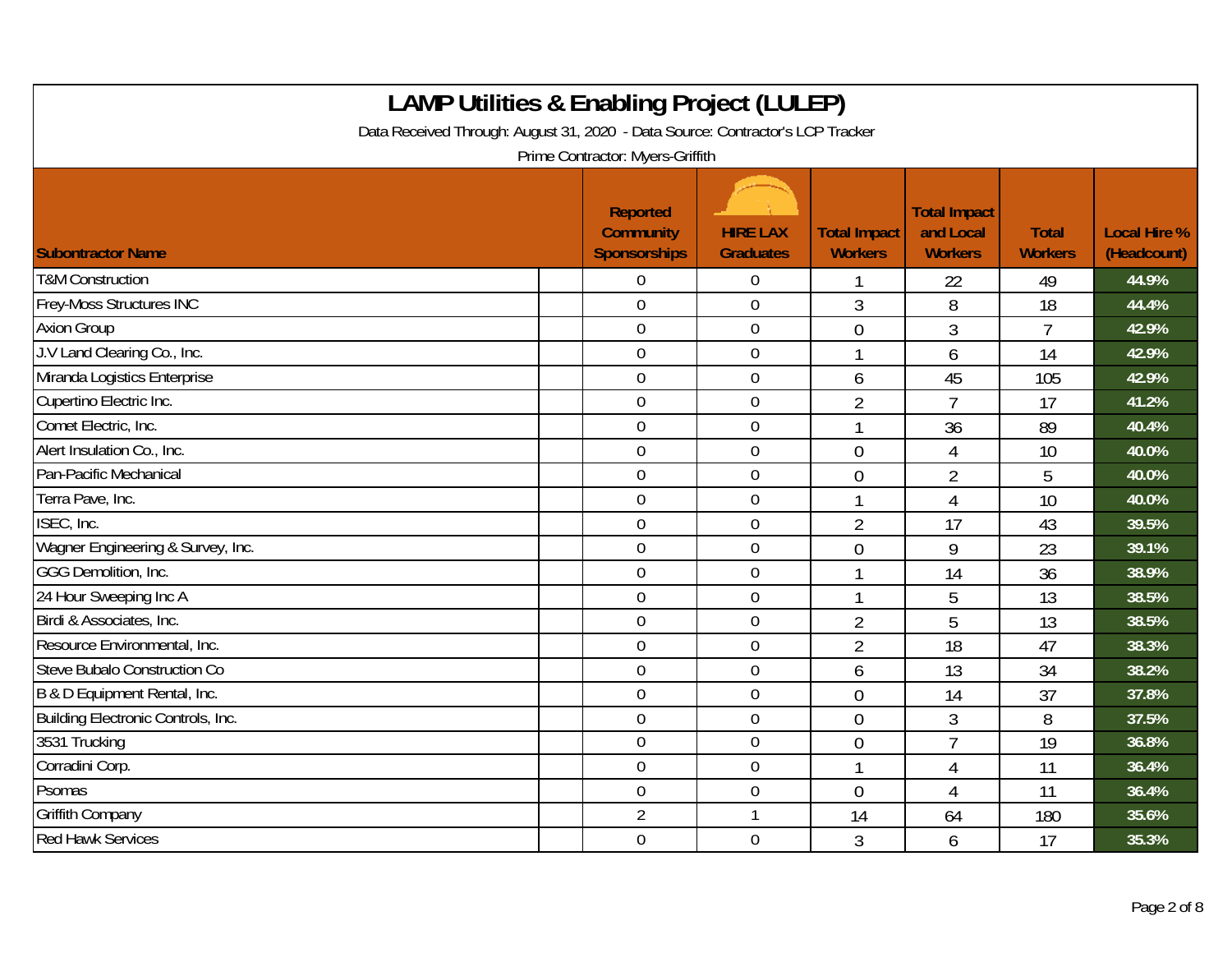# LAMP Utilities & Enabling Project (LULEP)

Data Received Through: August 31, 2020 - Data Source: Contractor's LCP Tracker

Prime Contractor: Myers-Griffith

| Subontractor Name | Reported Community Sponsorships | HIRE LAX Graduates | Total Impact Workers | Total Impact and Local Workers | Total Workers | Local Hire % (Headcount) |
|---|---|---|---|---|---|---|
| T&M Construction | 0 | 0 | 1 | 22 | 49 | 44.9% |
| Frey-Moss Structures INC | 0 | 0 | 3 | 8 | 18 | 44.4% |
| Axion Group | 0 | 0 | 0 | 3 | 7 | 42.9% |
| J.V Land Clearing Co., Inc. | 0 | 0 | 1 | 6 | 14 | 42.9% |
| Miranda Logistics Enterprise | 0 | 0 | 6 | 45 | 105 | 42.9% |
| Cupertino Electric Inc. | 0 | 0 | 2 | 7 | 17 | 41.2% |
| Comet Electric, Inc. | 0 | 0 | 1 | 36 | 89 | 40.4% |
| Alert Insulation Co., Inc. | 0 | 0 | 0 | 4 | 10 | 40.0% |
| Pan-Pacific Mechanical | 0 | 0 | 0 | 2 | 5 | 40.0% |
| Terra Pave, Inc. | 0 | 0 | 1 | 4 | 10 | 40.0% |
| ISEC, Inc. | 0 | 0 | 2 | 17 | 43 | 39.5% |
| Wagner Engineering & Survey, Inc. | 0 | 0 | 0 | 9 | 23 | 39.1% |
| GGG Demolition, Inc. | 0 | 0 | 1 | 14 | 36 | 38.9% |
| 24 Hour Sweeping Inc A | 0 | 0 | 1 | 5 | 13 | 38.5% |
| Birdi & Associates, Inc. | 0 | 0 | 2 | 5 | 13 | 38.5% |
| Resource Environmental, Inc. | 0 | 0 | 2 | 18 | 47 | 38.3% |
| Steve Bubalo Construction Co | 0 | 0 | 6 | 13 | 34 | 38.2% |
| B & D Equipment Rental, Inc. | 0 | 0 | 0 | 14 | 37 | 37.8% |
| Building Electronic Controls, Inc. | 0 | 0 | 0 | 3 | 8 | 37.5% |
| 3531 Trucking | 0 | 0 | 0 | 7 | 19 | 36.8% |
| Corradini Corp. | 0 | 0 | 1 | 4 | 11 | 36.4% |
| Psomas | 0 | 0 | 0 | 4 | 11 | 36.4% |
| Griffith Company | 2 | 1 | 14 | 64 | 180 | 35.6% |
| Red Hawk Services | 0 | 0 | 3 | 6 | 17 | 35.3% |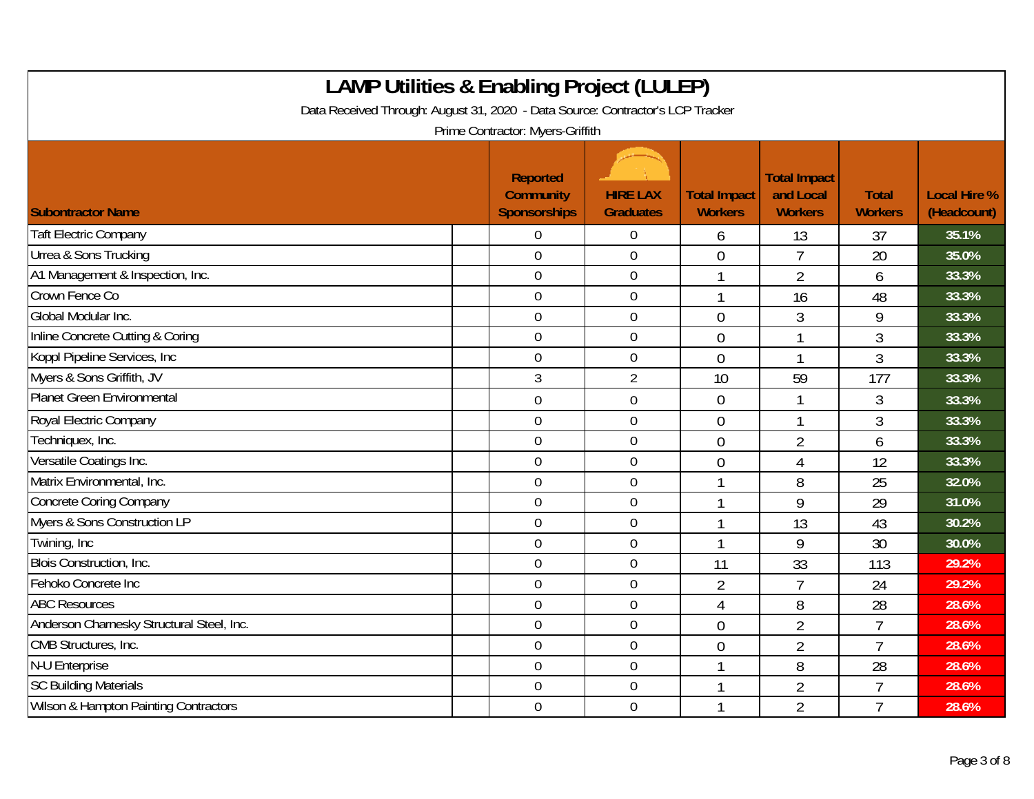# LAMP Utilities & Enabling Project (LULEP)

Data Received Through: August 31, 2020 - Data Source: Contractor's LCP Tracker

Prime Contractor: Myers-Griffith

| Subontractor Name | Reported Community Sponsorships | HIRE LAX Graduates | Total Impact Workers | Total Impact and Local Workers | Total Workers | Local Hire % (Headcount) |
|---|---|---|---|---|---|---|
| Taft Electric Company | 0 | 0 | 6 | 13 | 37 | 35.1% |
| Urrea & Sons Trucking | 0 | 0 | 0 | 7 | 20 | 35.0% |
| A1 Management & Inspection, Inc. | 0 | 0 | 1 | 2 | 6 | 33.3% |
| Crown Fence Co | 0 | 0 | 1 | 16 | 48 | 33.3% |
| Global Modular Inc. | 0 | 0 | 0 | 3 | 9 | 33.3% |
| Inline Concrete Cutting & Coring | 0 | 0 | 0 | 1 | 3 | 33.3% |
| Koppl Pipeline Services, Inc | 0 | 0 | 0 | 1 | 3 | 33.3% |
| Myers & Sons Griffith, JV | 3 | 2 | 10 | 59 | 177 | 33.3% |
| Planet Green Environmental | 0 | 0 | 0 | 1 | 3 | 33.3% |
| Royal Electric Company | 0 | 0 | 0 | 1 | 3 | 33.3% |
| Techniquex, Inc. | 0 | 0 | 0 | 2 | 6 | 33.3% |
| Versatile Coatings Inc. | 0 | 0 | 0 | 4 | 12 | 33.3% |
| Matrix Environmental, Inc. | 0 | 0 | 1 | 8 | 25 | 32.0% |
| Concrete Coring Company | 0 | 0 | 1 | 9 | 29 | 31.0% |
| Myers & Sons Construction LP | 0 | 0 | 1 | 13 | 43 | 30.2% |
| Twining, Inc | 0 | 0 | 1 | 9 | 30 | 30.0% |
| Blois Construction, Inc. | 0 | 0 | 11 | 33 | 113 | 29.2% |
| Fehoko Concrete Inc | 0 | 0 | 2 | 7 | 24 | 29.2% |
| ABC Resources | 0 | 0 | 4 | 8 | 28 | 28.6% |
| Anderson Charnesky Structural Steel, Inc. | 0 | 0 | 0 | 2 | 7 | 28.6% |
| CMB Structures, Inc. | 0 | 0 | 0 | 2 | 7 | 28.6% |
| N-U Enterprise | 0 | 0 | 1 | 8 | 28 | 28.6% |
| SC Building Materials | 0 | 0 | 1 | 2 | 7 | 28.6% |
| Wilson & Hampton Painting Contractors | 0 | 0 | 1 | 2 | 7 | 28.6% |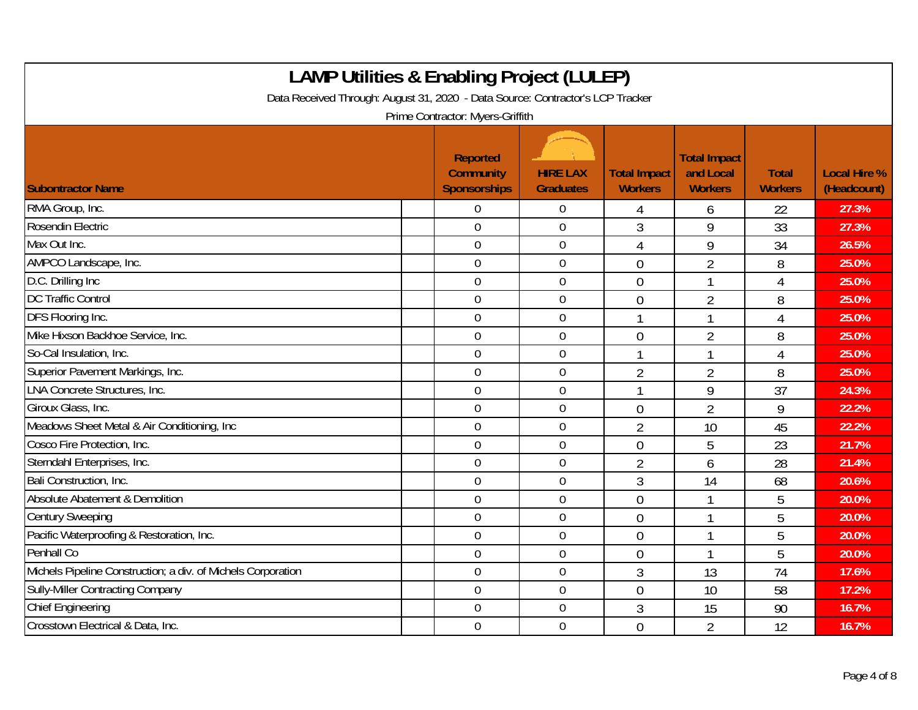# LAMP Utilities & Enabling Project (LULEP)

Data Received Through: August 31, 2020 - Data Source: Contractor's LCP Tracker

Prime Contractor: Myers-Griffith

| Subontractor Name | Reported Community Sponsorships | HIRE LAX Graduates | Total Impact Workers | Total Impact and Local Workers | Total Workers | Local Hire % (Headcount) |
|---|---|---|---|---|---|---|
| RMA Group, Inc. | 0 | 0 | 4 | 6 | 22 | 27.3% |
| Rosendin Electric | 0 | 0 | 3 | 9 | 33 | 27.3% |
| Max Out Inc. | 0 | 0 | 4 | 9 | 34 | 26.5% |
| AMPCO Landscape, Inc. | 0 | 0 | 0 | 2 | 8 | 25.0% |
| D.C. Drilling Inc | 0 | 0 | 0 | 1 | 4 | 25.0% |
| DC Traffic Control | 0 | 0 | 0 | 2 | 8 | 25.0% |
| DFS Flooring Inc. | 0 | 0 | 1 | 1 | 4 | 25.0% |
| Mike Hixson Backhoe Service, Inc. | 0 | 0 | 0 | 2 | 8 | 25.0% |
| So-Cal Insulation, Inc. | 0 | 0 | 1 | 1 | 4 | 25.0% |
| Superior Pavement Markings, Inc. | 0 | 0 | 2 | 2 | 8 | 25.0% |
| LNA Concrete Structures, Inc. | 0 | 0 | 1 | 9 | 37 | 24.3% |
| Giroux Glass, Inc. | 0 | 0 | 0 | 2 | 9 | 22.2% |
| Meadows Sheet Metal & Air Conditioning, Inc | 0 | 0 | 2 | 10 | 45 | 22.2% |
| Cosco Fire Protection, Inc. | 0 | 0 | 0 | 5 | 23 | 21.7% |
| Sterndahl Enterprises, Inc. | 0 | 0 | 2 | 6 | 28 | 21.4% |
| Bali Construction, Inc. | 0 | 0 | 3 | 14 | 68 | 20.6% |
| Absolute Abatement & Demolition | 0 | 0 | 0 | 1 | 5 | 20.0% |
| Century Sweeping | 0 | 0 | 0 | 1 | 5 | 20.0% |
| Pacific Waterproofing & Restoration, Inc. | 0 | 0 | 0 | 1 | 5 | 20.0% |
| Penhall Co | 0 | 0 | 0 | 1 | 5 | 20.0% |
| Michels Pipeline Construction; a div. of Michels Corporation | 0 | 0 | 3 | 13 | 74 | 17.6% |
| Sully-Miller Contracting Company | 0 | 0 | 0 | 10 | 58 | 17.2% |
| Chief Engineering | 0 | 0 | 3 | 15 | 90 | 16.7% |
| Crosstown Electrical & Data, Inc. | 0 | 0 | 0 | 2 | 12 | 16.7% |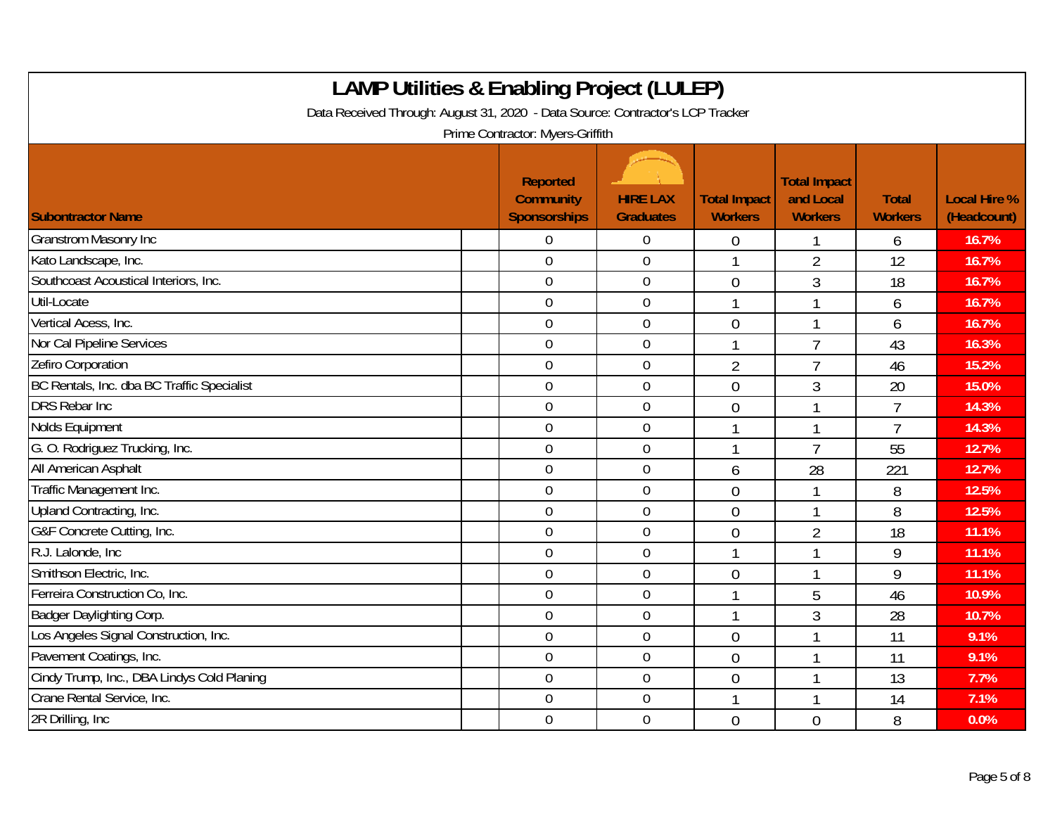# LAMP Utilities & Enabling Project (LULEP)

Data Received Through: August 31, 2020 - Data Source: Contractor's LCP Tracker

Prime Contractor: Myers-Griffith

| Subontractor Name | Reported Community Sponsorships | HIRE LAX Graduates | Total Impact Workers | Total Impact and Local Workers | Total Workers | Local Hire % (Headcount) |
|---|---|---|---|---|---|---|
| Granstrom Masonry Inc | 0 | 0 | 0 | 1 | 6 | 16.7% |
| Kato Landscape, Inc. | 0 | 0 | 1 | 2 | 12 | 16.7% |
| Southcoast Acoustical Interiors, Inc. | 0 | 0 | 0 | 3 | 18 | 16.7% |
| Util-Locate | 0 | 0 | 1 | 1 | 6 | 16.7% |
| Vertical Acess, Inc. | 0 | 0 | 0 | 1 | 6 | 16.7% |
| Nor Cal Pipeline Services | 0 | 0 | 1 | 7 | 43 | 16.3% |
| Zefiro Corporation | 0 | 0 | 2 | 7 | 46 | 15.2% |
| BC Rentals, Inc. dba BC Traffic Specialist | 0 | 0 | 0 | 3 | 20 | 15.0% |
| DRS Rebar Inc | 0 | 0 | 0 | 1 | 7 | 14.3% |
| Nolds Equipment | 0 | 0 | 1 | 1 | 7 | 14.3% |
| G. O. Rodriguez Trucking, Inc. | 0 | 0 | 1 | 7 | 55 | 12.7% |
| All American Asphalt | 0 | 0 | 6 | 28 | 221 | 12.7% |
| Traffic Management Inc. | 0 | 0 | 0 | 1 | 8 | 12.5% |
| Upland Contracting, Inc. | 0 | 0 | 0 | 1 | 8 | 12.5% |
| G&F Concrete Cutting, Inc. | 0 | 0 | 0 | 2 | 18 | 11.1% |
| R.J. Lalonde, Inc | 0 | 0 | 1 | 1 | 9 | 11.1% |
| Smithson Electric, Inc. | 0 | 0 | 0 | 1 | 9 | 11.1% |
| Ferreira Construction Co, Inc. | 0 | 0 | 1 | 5 | 46 | 10.9% |
| Badger Daylighting Corp. | 0 | 0 | 1 | 3 | 28 | 10.7% |
| Los Angeles Signal Construction, Inc. | 0 | 0 | 0 | 1 | 11 | 9.1% |
| Pavement Coatings, Inc. | 0 | 0 | 0 | 1 | 11 | 9.1% |
| Cindy Trump, Inc., DBA Lindys Cold Planing | 0 | 0 | 0 | 1 | 13 | 7.7% |
| Crane Rental Service, Inc. | 0 | 0 | 1 | 1 | 14 | 7.1% |
| 2R Drilling, Inc | 0 | 0 | 0 | 0 | 8 | 0.0% |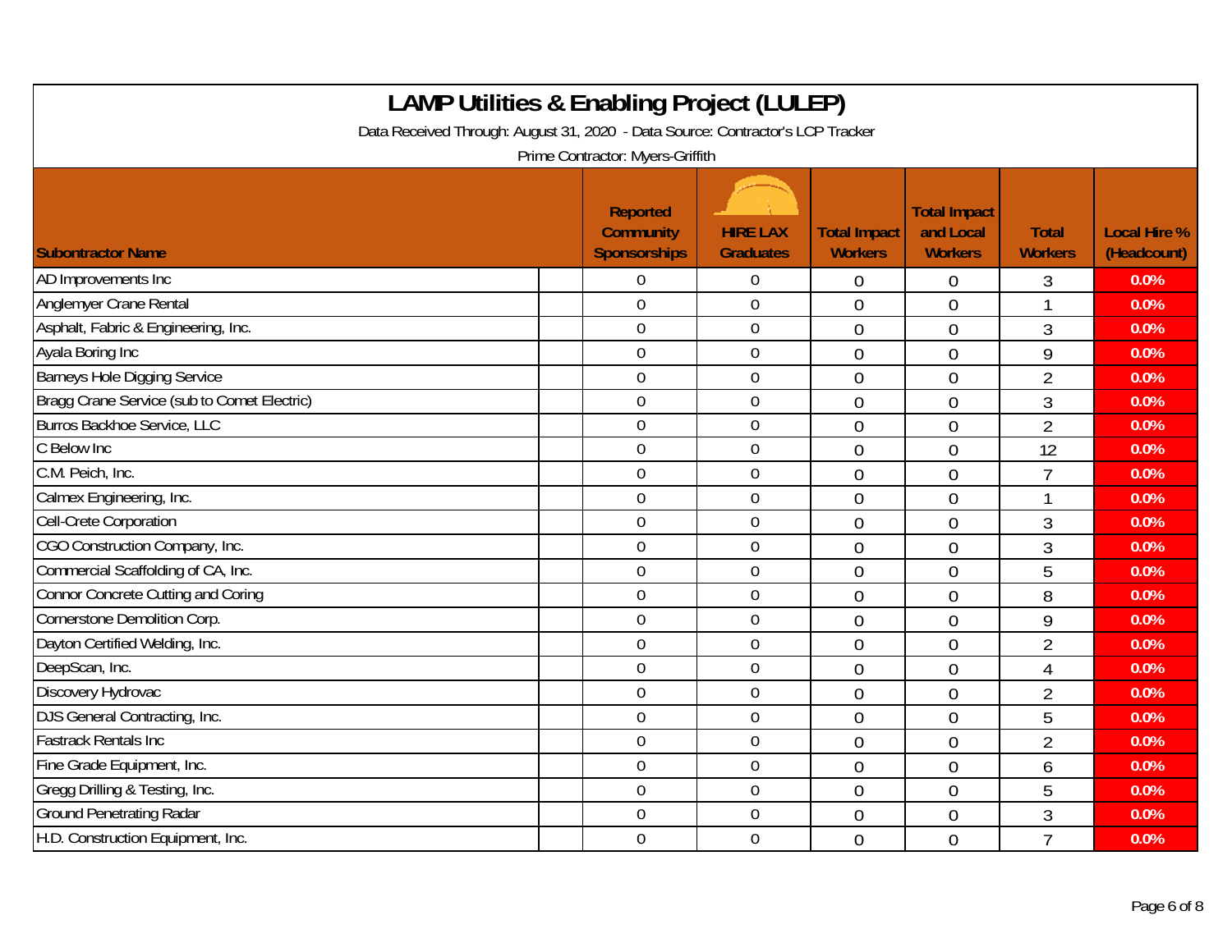# LAMP Utilities & Enabling Project (LULEP)

Data Received Through: August 31, 2020 - Data Source: Contractor's LCP Tracker

Prime Contractor: Myers-Griffith

| Subontractor Name | Reported Community Sponsorships | HIRE LAX Graduates | Total Impact Workers | Total Impact and Local Workers | Total Workers | Local Hire % (Headcount) |
|---|---|---|---|---|---|---|
| AD Improvements Inc | 0 | 0 | 0 | 0 | 3 | 0.0% |
| Anglemyer Crane Rental | 0 | 0 | 0 | 0 | 1 | 0.0% |
| Asphalt, Fabric & Engineering, Inc. | 0 | 0 | 0 | 0 | 3 | 0.0% |
| Ayala Boring Inc | 0 | 0 | 0 | 0 | 9 | 0.0% |
| Barneys Hole Digging Service | 0 | 0 | 0 | 0 | 2 | 0.0% |
| Bragg Crane Service (sub to Comet Electric) | 0 | 0 | 0 | 0 | 3 | 0.0% |
| Burros Backhoe Service, LLC | 0 | 0 | 0 | 0 | 2 | 0.0% |
| C Below Inc | 0 | 0 | 0 | 0 | 12 | 0.0% |
| C.M. Peich, Inc. | 0 | 0 | 0 | 0 | 7 | 0.0% |
| Calmex Engineering, Inc. | 0 | 0 | 0 | 0 | 1 | 0.0% |
| Cell-Crete Corporation | 0 | 0 | 0 | 0 | 3 | 0.0% |
| CGO Construction Company, Inc. | 0 | 0 | 0 | 0 | 3 | 0.0% |
| Commercial Scaffolding of CA, Inc. | 0 | 0 | 0 | 0 | 5 | 0.0% |
| Connor Concrete Cutting and Coring | 0 | 0 | 0 | 0 | 8 | 0.0% |
| Cornerstone Demolition Corp. | 0 | 0 | 0 | 0 | 9 | 0.0% |
| Dayton Certified Welding, Inc. | 0 | 0 | 0 | 0 | 2 | 0.0% |
| DeepScan, Inc. | 0 | 0 | 0 | 0 | 4 | 0.0% |
| Discovery Hydrovac | 0 | 0 | 0 | 0 | 2 | 0.0% |
| DJS General Contracting, Inc. | 0 | 0 | 0 | 0 | 5 | 0.0% |
| Fastrack Rentals Inc | 0 | 0 | 0 | 0 | 2 | 0.0% |
| Fine Grade Equipment, Inc. | 0 | 0 | 0 | 0 | 6 | 0.0% |
| Gregg Drilling & Testing, Inc. | 0 | 0 | 0 | 0 | 5 | 0.0% |
| Ground Penetrating Radar | 0 | 0 | 0 | 0 | 3 | 0.0% |
| H.D. Construction Equipment, Inc. | 0 | 0 | 0 | 0 | 7 | 0.0% |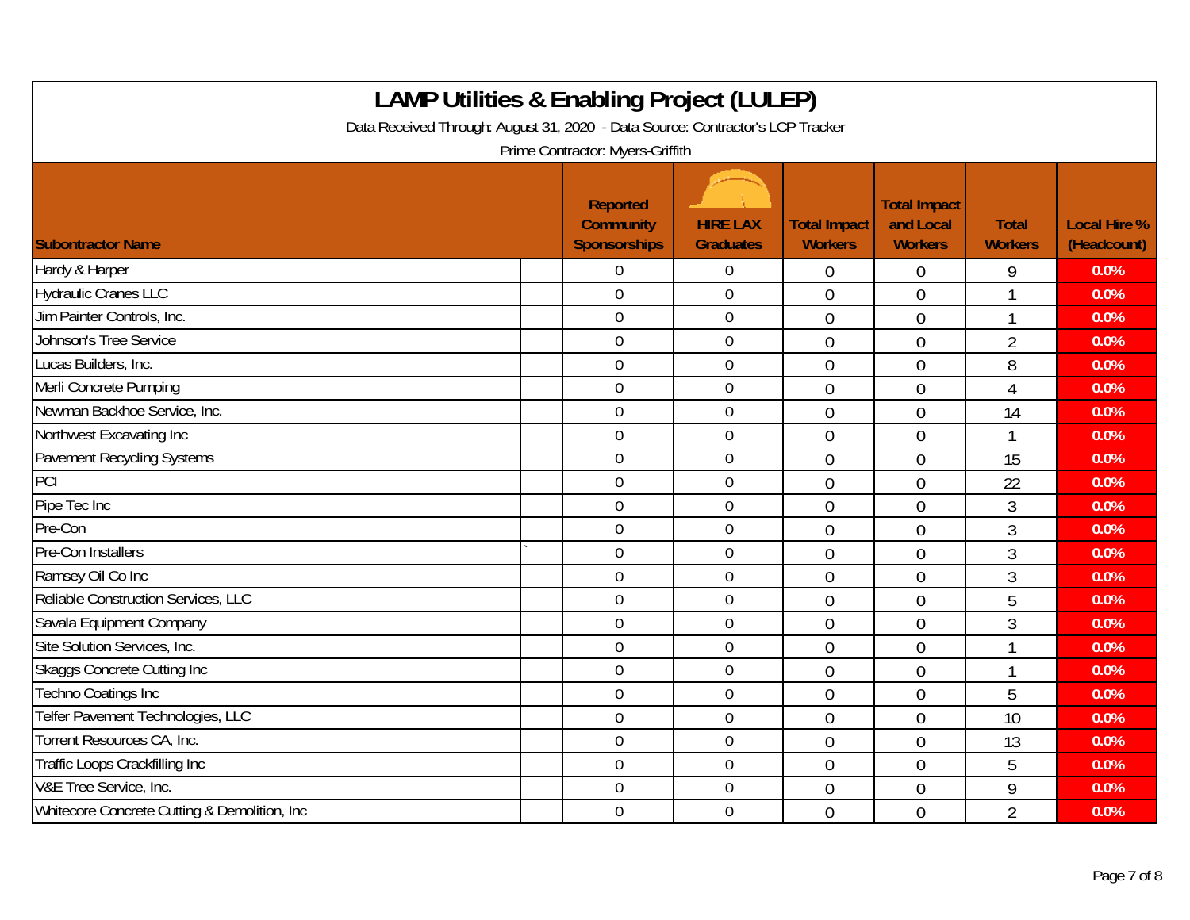# LAMP Utilities & Enabling Project (LULEP)

Data Received Through: August 31, 2020 - Data Source: Contractor's LCP Tracker

Prime Contractor: Myers-Griffith

| Subontractor Name | | Reported Community Sponsorships | HIRE LAX Graduates | Total Impact Workers | Total Impact and Local Workers | Total Workers | Local Hire % (Headcount) |
|---|---|---|---|---|---|---|---|
| Hardy & Harper | | 0 | 0 | 0 | 0 | 9 | 0.0% |
| Hydraulic Cranes LLC | | 0 | 0 | 0 | 0 | 1 | 0.0% |
| Jim Painter Controls, Inc. | | 0 | 0 | 0 | 0 | 1 | 0.0% |
| Johnson's Tree Service | | 0 | 0 | 0 | 0 | 2 | 0.0% |
| Lucas Builders, Inc. | | 0 | 0 | 0 | 0 | 8 | 0.0% |
| Merli Concrete Pumping | | 0 | 0 | 0 | 0 | 4 | 0.0% |
| Newman Backhoe Service, Inc. | | 0 | 0 | 0 | 0 | 14 | 0.0% |
| Northwest Excavating Inc | | 0 | 0 | 0 | 0 | 1 | 0.0% |
| Pavement Recycling Systems | | 0 | 0 | 0 | 0 | 15 | 0.0% |
| PCI | | 0 | 0 | 0 | 0 | 22 | 0.0% |
| Pipe Tec Inc | | 0 | 0 | 0 | 0 | 3 | 0.0% |
| Pre-Con | | 0 | 0 | 0 | 0 | 3 | 0.0% |
| Pre-Con Installers | ` | 0 | 0 | 0 | 0 | 3 | 0.0% |
| Ramsey Oil Co Inc | | 0 | 0 | 0 | 0 | 3 | 0.0% |
| Reliable Construction Services, LLC | | 0 | 0 | 0 | 0 | 5 | 0.0% |
| Savala Equipment Company | | 0 | 0 | 0 | 0 | 3 | 0.0% |
| Site Solution Services, Inc. | | 0 | 0 | 0 | 0 | 1 | 0.0% |
| Skaggs Concrete Cutting Inc | | 0 | 0 | 0 | 0 | 1 | 0.0% |
| Techno Coatings Inc | | 0 | 0 | 0 | 0 | 5 | 0.0% |
| Telfer Pavement Technologies, LLC | | 0 | 0 | 0 | 0 | 10 | 0.0% |
| Torrent Resources CA, Inc. | | 0 | 0 | 0 | 0 | 13 | 0.0% |
| Traffic Loops Crackfilling Inc | | 0 | 0 | 0 | 0 | 5 | 0.0% |
| V&E Tree Service, Inc. | | 0 | 0 | 0 | 0 | 9 | 0.0% |
| Whitecore Concrete Cutting & Demolition, Inc | | 0 | 0 | 0 | 0 | 2 | 0.0% |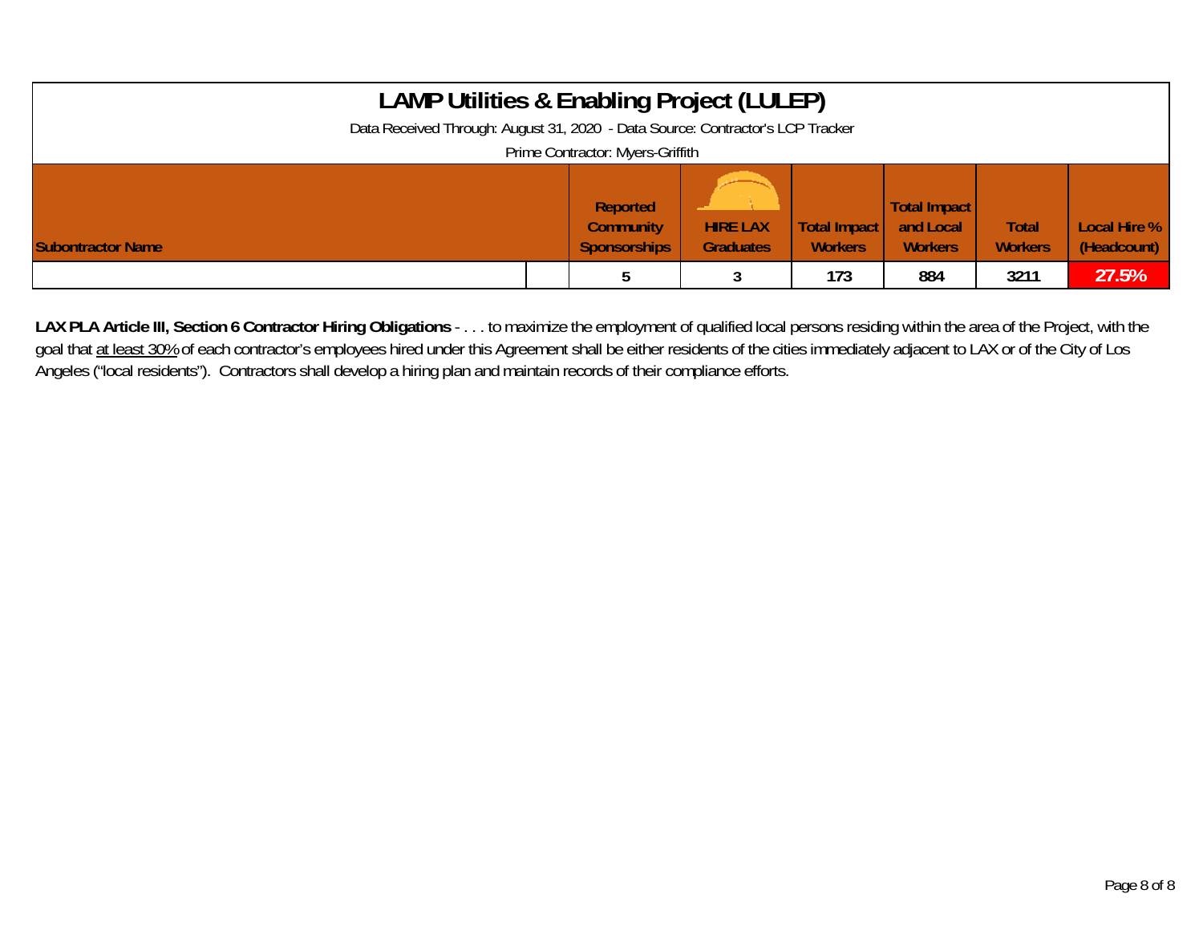# LAMP Utilities & Enabling Project (LULEP)

Data Received Through: August 31, 2020 - Data Source: Contractor's LCP Tracker

Prime Contractor: Myers-Griffith

| Subontractor Name | | Reported Community Sponsorships | HIRE LAX Graduates | Total Impact Workers | Total Impact and Local Workers | Total Workers | Local Hire % (Headcount) |
|---|---|---|---|---|---|---|---|
| | | 5 | 3 | 173 | 884 | 3211 | 27.5% |

**LAX PLA Article III, Section 6 Contractor Hiring Obligations** - . . . to maximize the employment of qualified local persons residing within the area of the Project, with the goal that at least 30% of each contractor's employees hired under this Agreement shall be either residents of the cities immediately adjacent to LAX or of the City of Los Angeles ("local residents"). Contractors shall develop a hiring plan and maintain records of their compliance efforts.